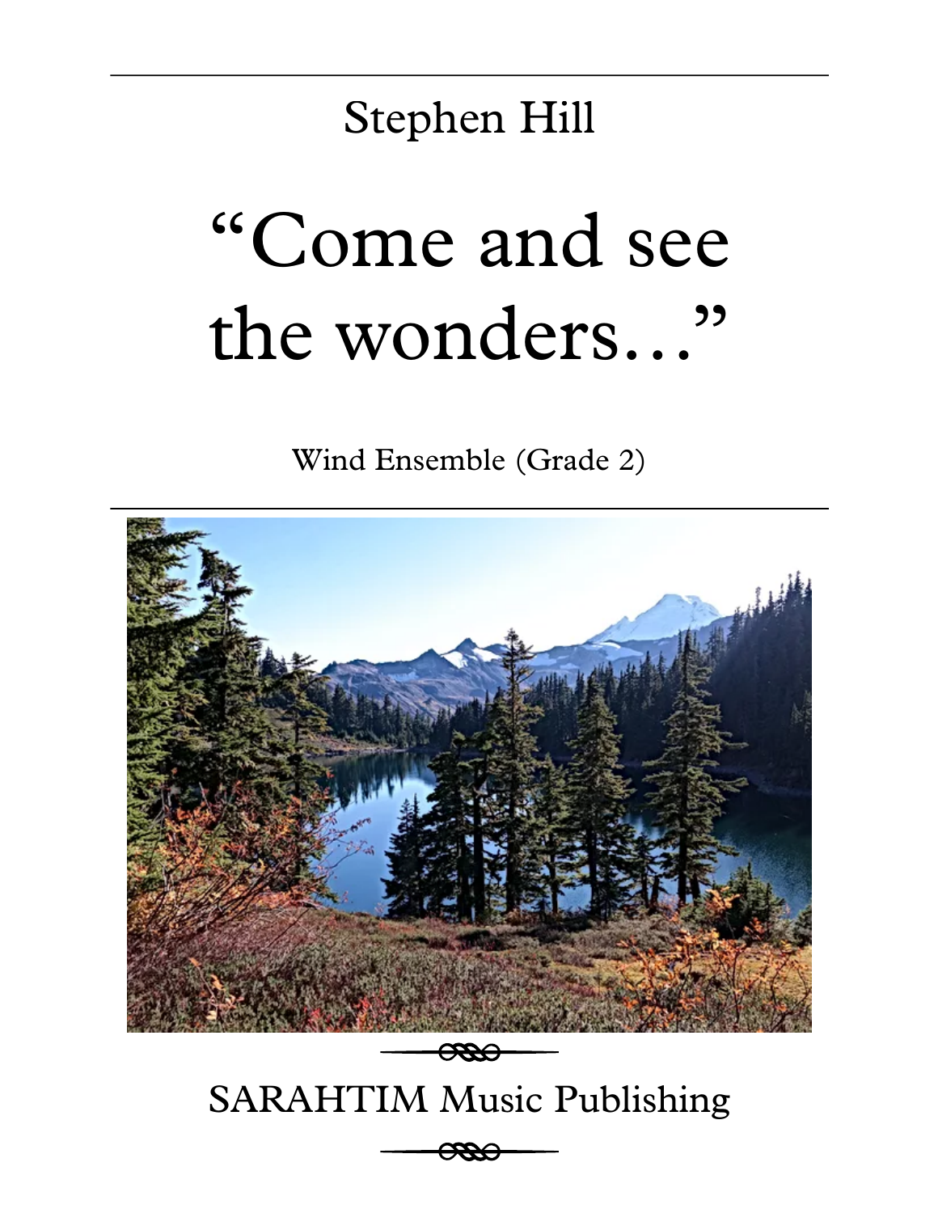Stephen Hill

# "Come and see the wonders…"

Wind Ensemble (Grade 2)

SARAHTIM Music Publishing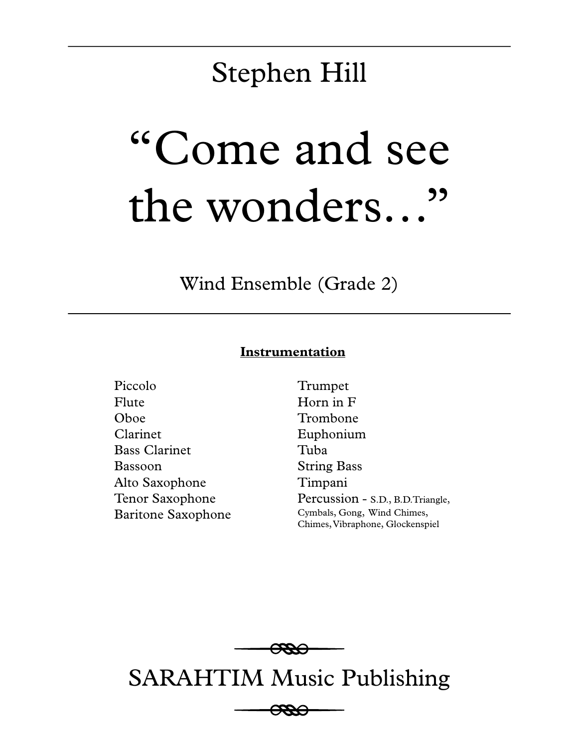Stephen Hill

# "Come and see the wonders..."

Wind Ensemble (Grade 2)

---

**Instrumentation**

Piccolo
Flute
Oboe
Clarinet
Bass Clarinet
Bassoon
Alto Saxophone
Tenor Saxophone
Baritone Saxophone

Trumpet
Horn in F
Trombone
Euphonium
Tuba
String Bass
Timpani
Percussion - S.D., B.D.Triangle, Cymbals, Gong, Wind Chimes, Chimes, Vibraphone, Glockenspiel

SARAHTIM Music Publishing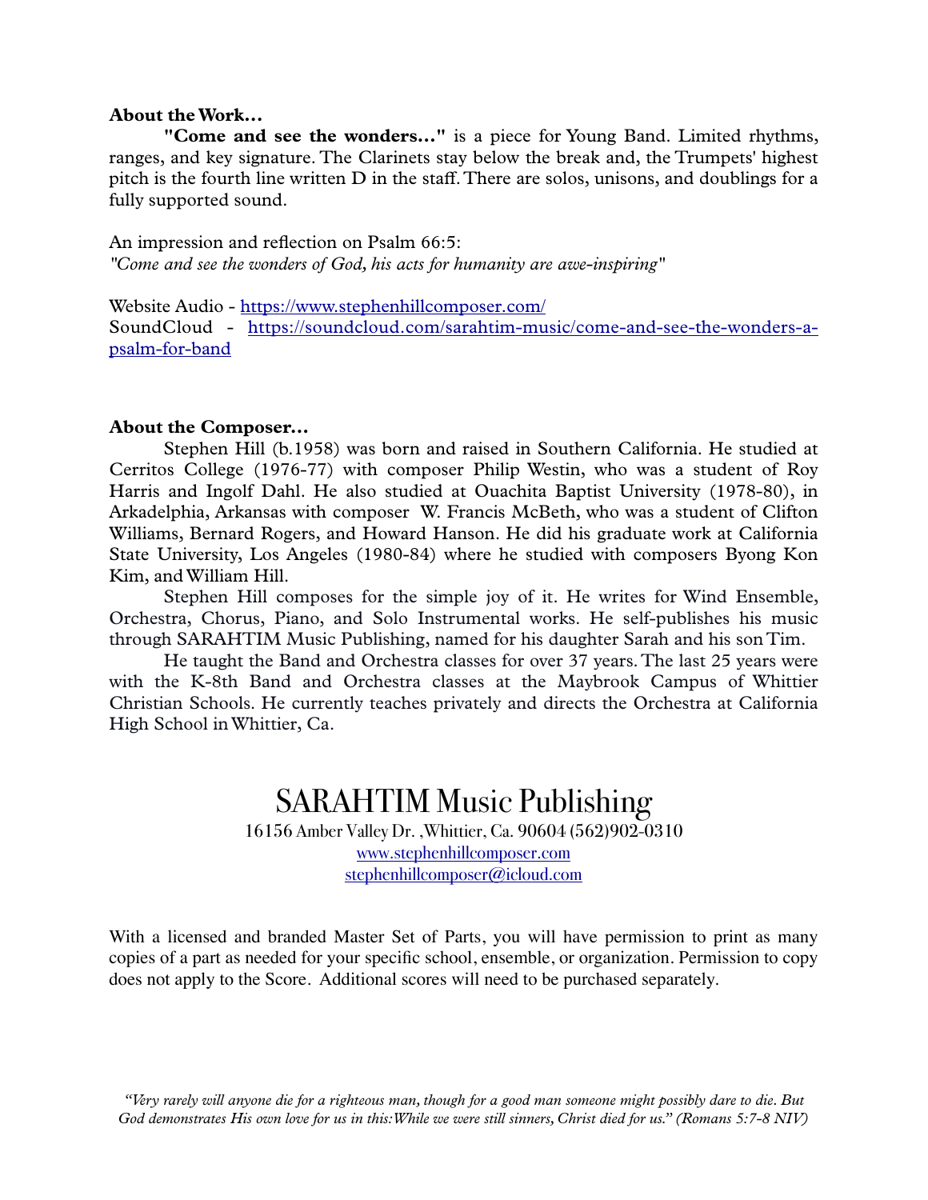**About the Work...**

**"Come and see the wonders..."** is a piece for Young Band. Limited rhythms, ranges, and key signature. The Clarinets stay below the break and, the Trumpets' highest pitch is the fourth line written D in the staff. There are solos, unisons, and doublings for a fully supported sound.

An impression and reflection on Psalm 66:5:
*"Come and see the wonders of God, his acts for humanity are awe-inspiring"*

Website Audio - [https://www.stephenhillcomposer.com/](https://www.stephenhillcomposer.com/)
SoundCloud - [https://soundcloud.com/sarahtim-music/come-and-see-the-wonders-a-psalm-for-band](https://soundcloud.com/sarahtim-music/come-and-see-the-wonders-a-psalm-for-band)

**About the Composer...**

Stephen Hill (b.1958) was born and raised in Southern California. He studied at Cerritos College (1976-77) with composer Philip Westin, who was a student of Roy Harris and Ingolf Dahl. He also studied at Ouachita Baptist University (1978-80), in Arkadelphia, Arkansas with composer W. Francis McBeth, who was a student of Clifton Williams, Bernard Rogers, and Howard Hanson. He did his graduate work at California State University, Los Angeles (1980-84) where he studied with composers Byong Kon Kim, and William Hill.

Stephen Hill composes for the simple joy of it. He writes for Wind Ensemble, Orchestra, Chorus, Piano, and Solo Instrumental works. He self-publishes his music through SARAHTIM Music Publishing, named for his daughter Sarah and his son Tim.

He taught the Band and Orchestra classes for over 37 years. The last 25 years were with the K-8th Band and Orchestra classes at the Maybrook Campus of Whittier Christian Schools. He currently teaches privately and directs the Orchestra at California High School in Whittier, Ca.

# SARAHTIM Music Publishing

16156 Amber Valley Dr. ,Whittier, Ca. 90604 (562)902-0310
[www.stephenhillcomposer.com](http://www.stephenhillcomposer.com)
[stephenhillcomposer@icloud.com](mailto:stephenhillcomposer@icloud.com)

With a licensed and branded Master Set of Parts, you will have permission to print as many copies of a part as needed for your specific school, ensemble, or organization. Permission to copy does not apply to the Score. Additional scores will need to be purchased separately.

*"Very rarely will anyone die for a righteous man, though for a good man someone might possibly dare to die. But God demonstrates His own love for us in this: While we were still sinners, Christ died for us." (Romans 5:7-8 NIV)*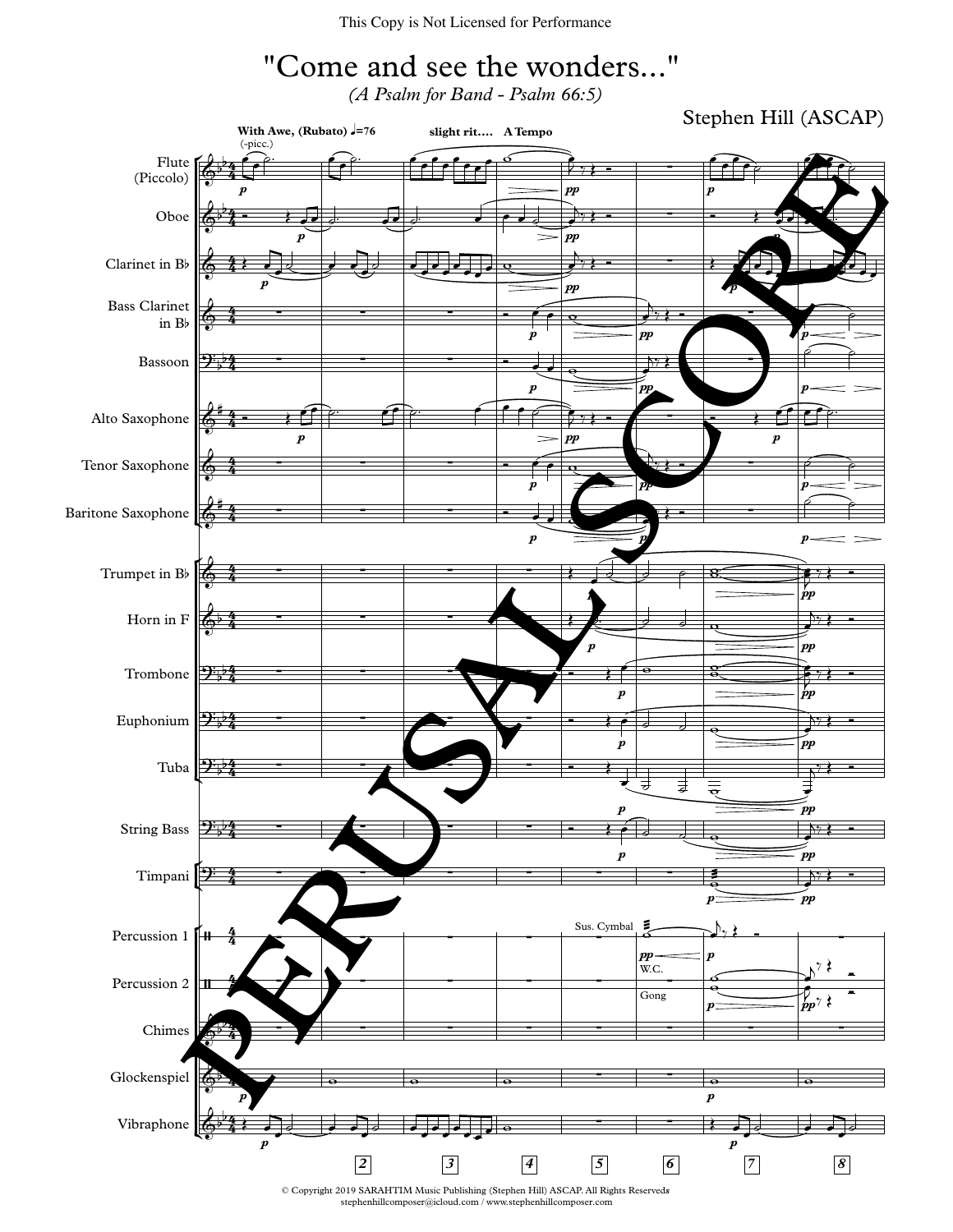This Copy is Not Licensed for Performance

# "Come and see the wonders..."

*(A Psalm for Band - Psalm 66:5)*

Stephen Hill (ASCAP)

© Copyright 2019 SARAHTIM Music Publishing (Stephen Hill) ASCAP. All Rights Reserveds
stephenhillcomposer@icloud.com / www.stephenhillcomposer.com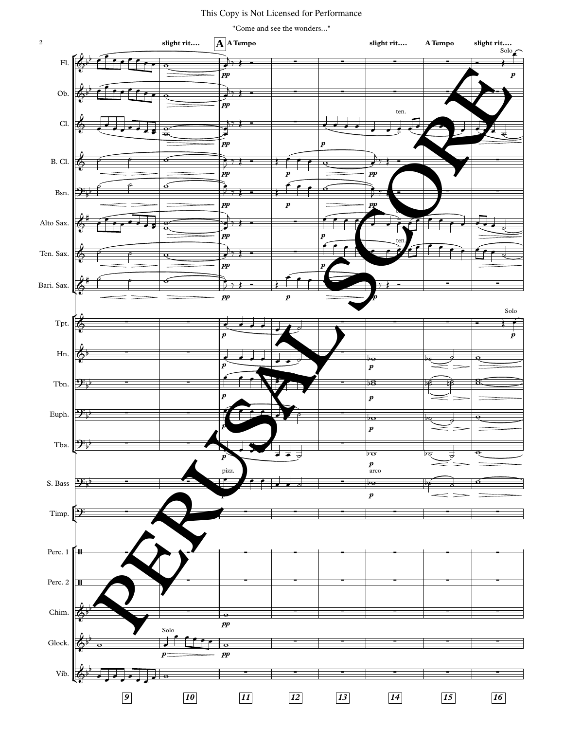This Copy is Not Licensed for Performance

"Come and see the wonders..."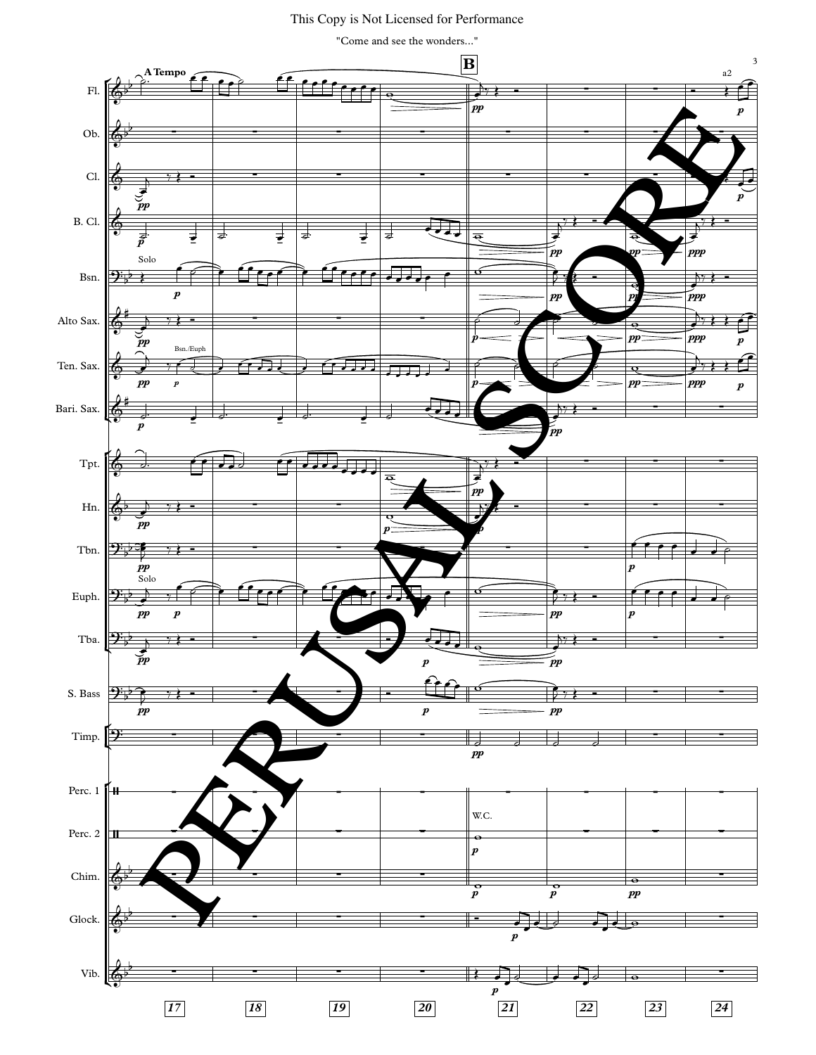This Copy is Not Licensed for Performance

"Come and see the wonders..."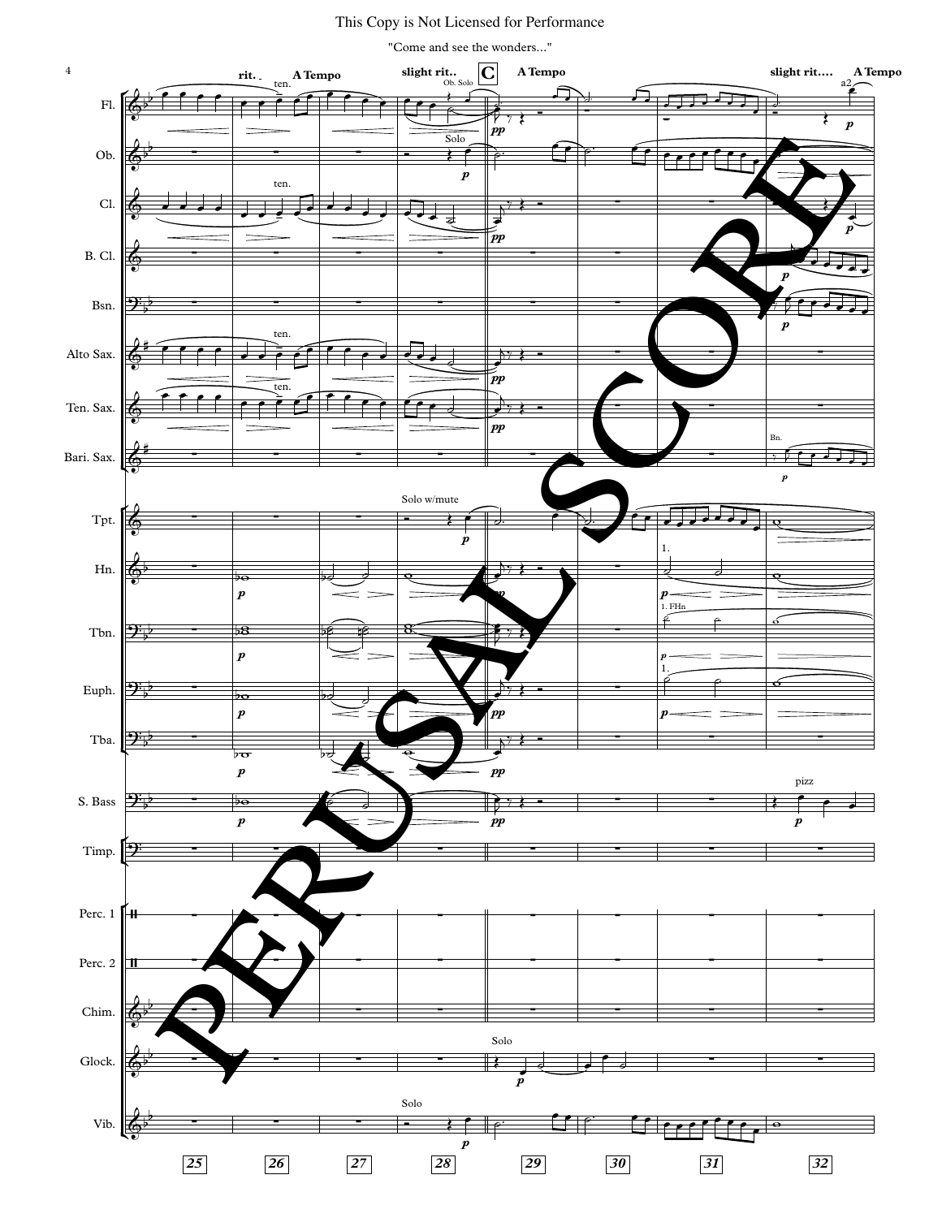This Copy is Not Licensed for Performance

"Come and see the wonders..."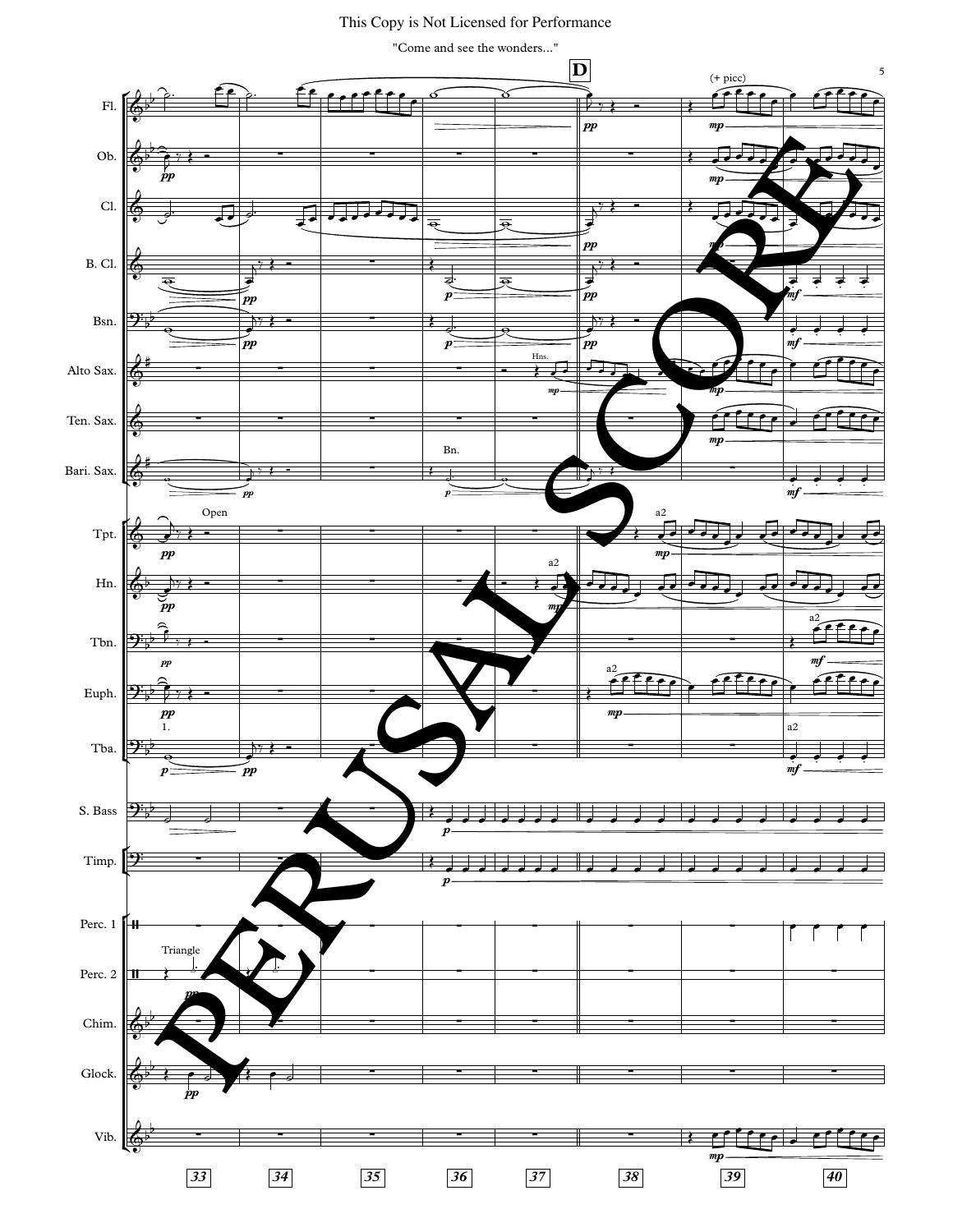This Copy is Not Licensed for Performance

"Come and see the wonders..."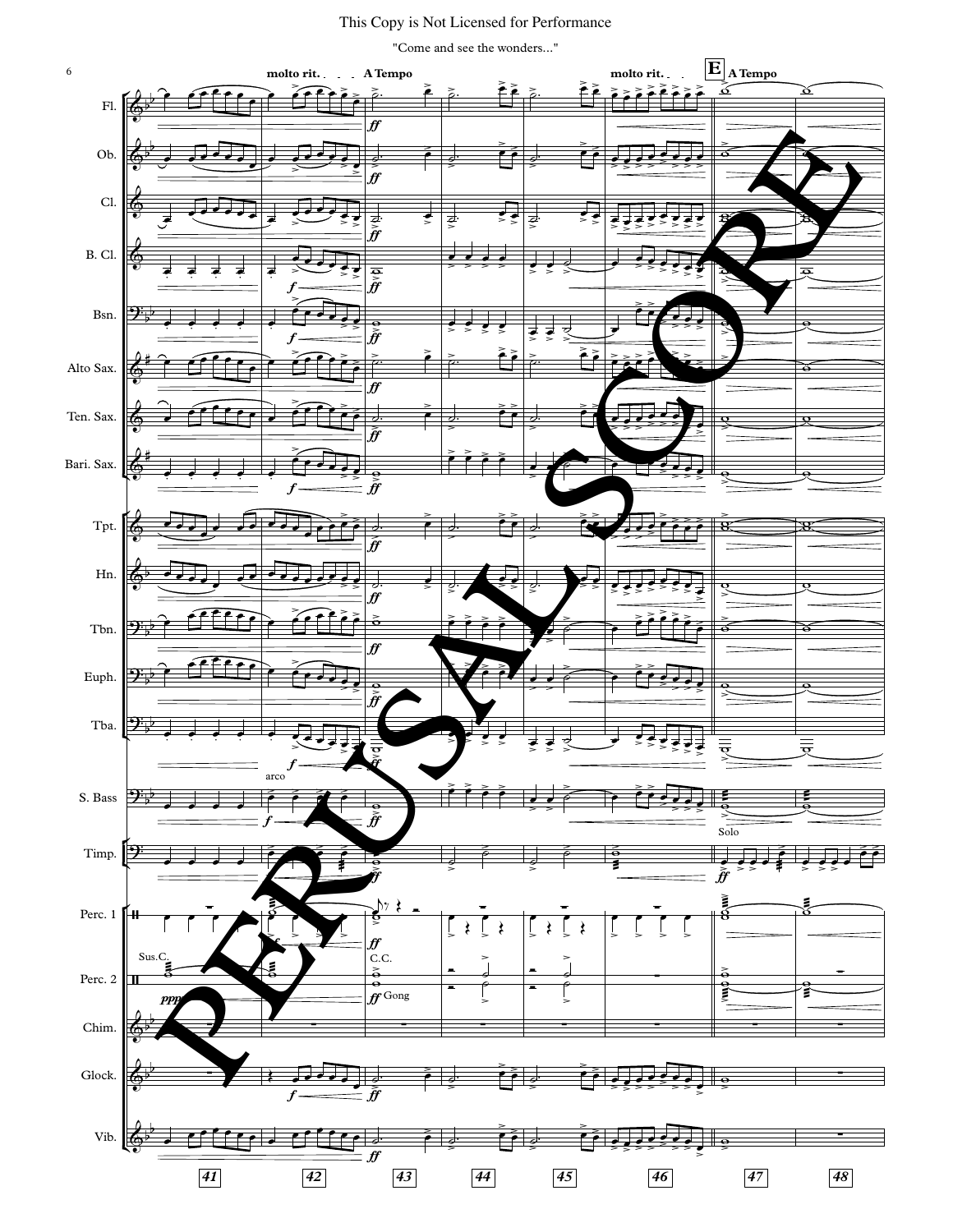This Copy is Not Licensed for Performance

"Come and see the wonders..."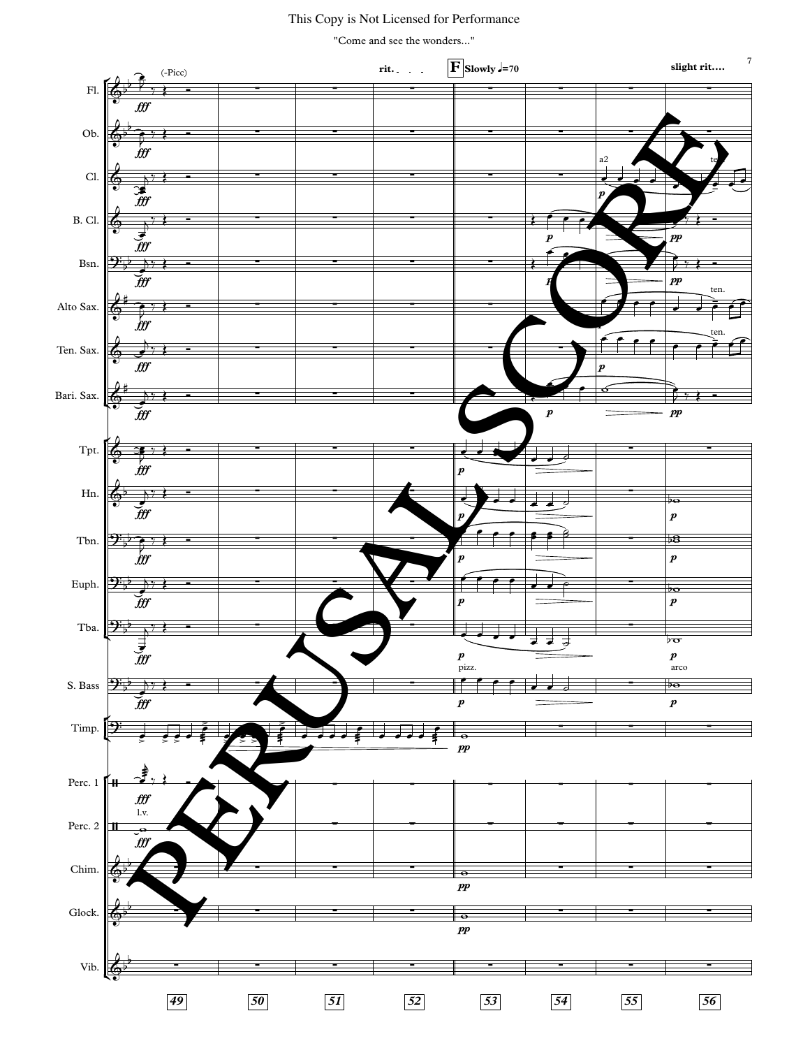This Copy is Not Licensed for Performance

"Come and see the wonders..."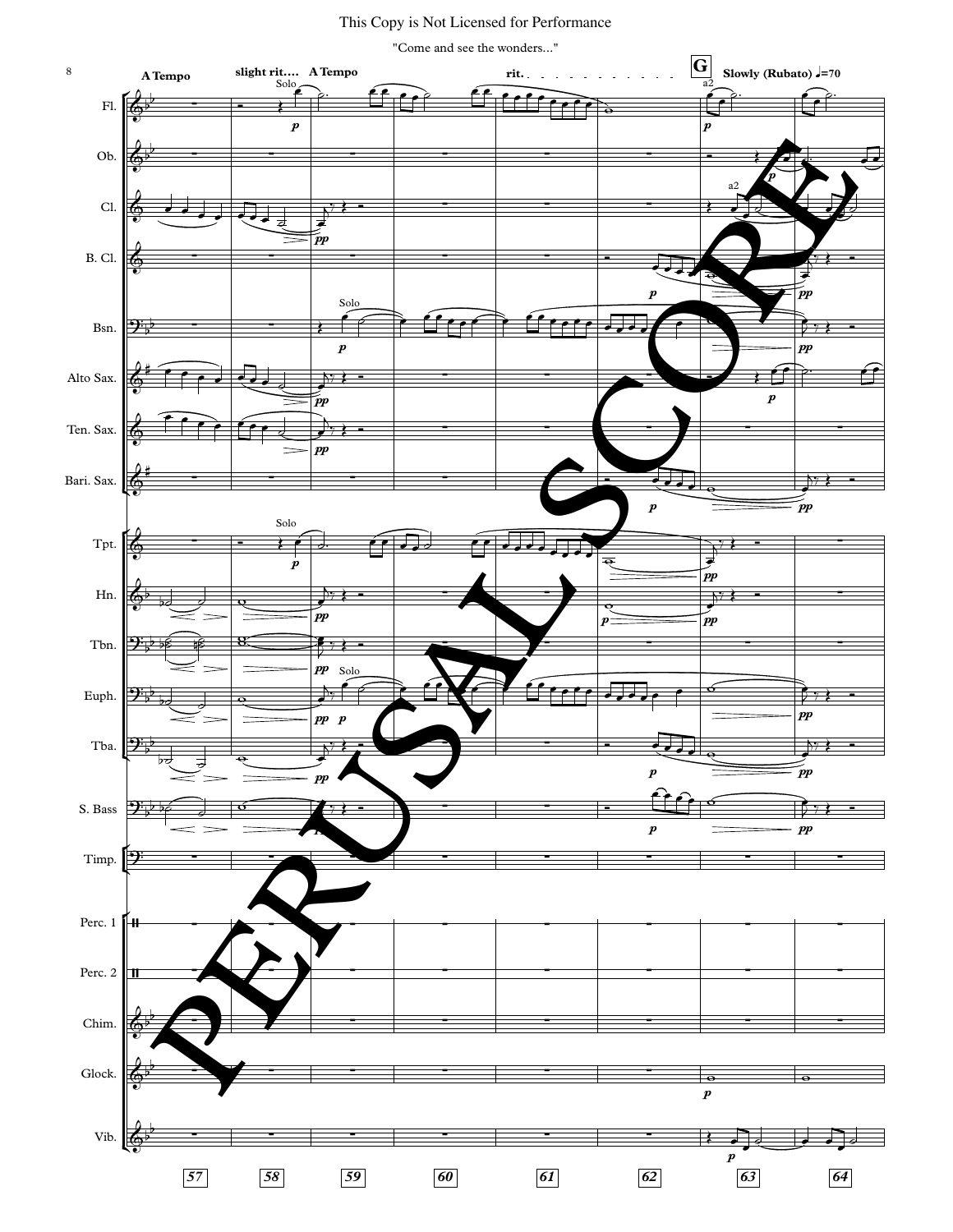This Copy is Not Licensed for Performance

"Come and see the wonders..."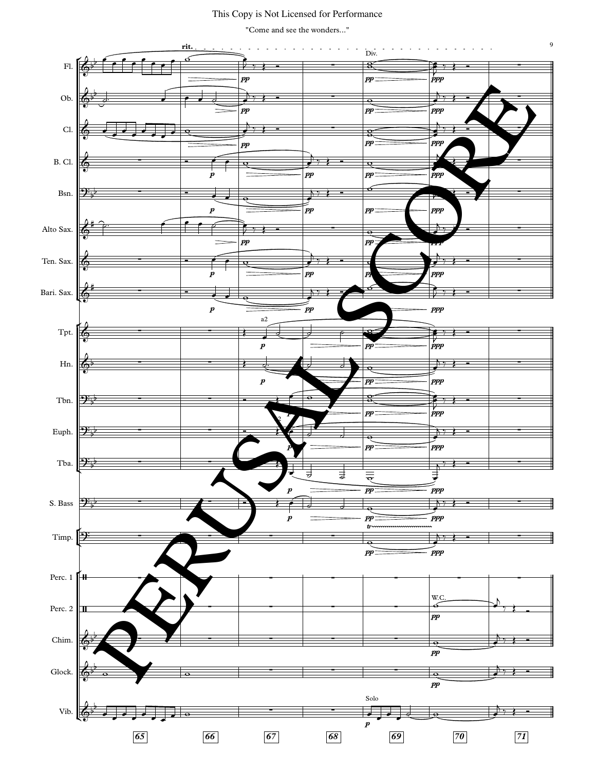This Copy is Not Licensed for Performance

"Come and see the wonders..."